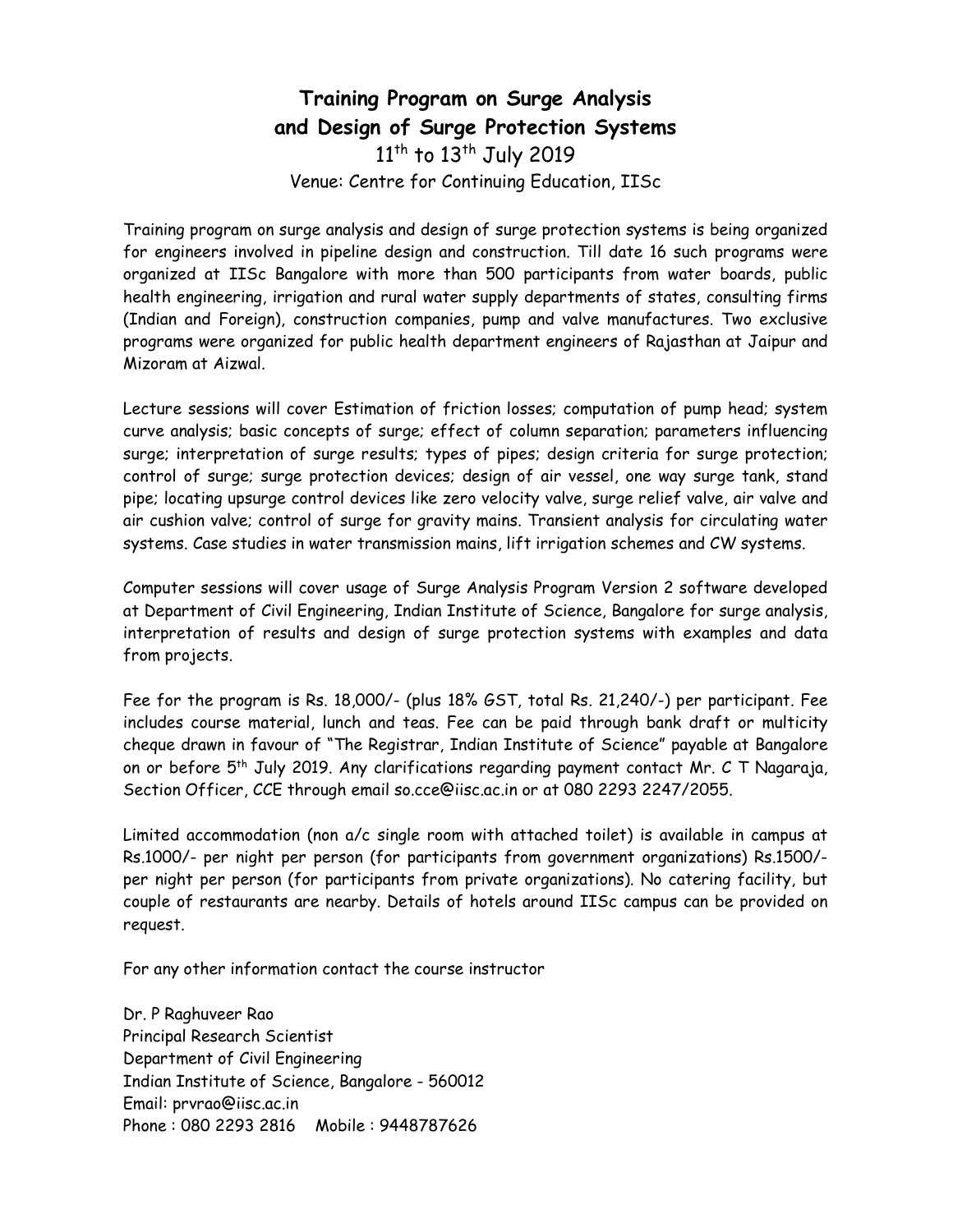# Training Program on Surge Analysis and Design of Surge Protection Systems

11th to 13th July 2019

Venue: Centre for Continuing Education, IISc

Training program on surge analysis and design of surge protection systems is being organized for engineers involved in pipeline design and construction. Till date 16 such programs were organized at IISc Bangalore with more than 500 participants from water boards, public health engineering, irrigation and rural water supply departments of states, consulting firms (Indian and Foreign), construction companies, pump and valve manufactures. Two exclusive programs were organized for public health department engineers of Rajasthan at Jaipur and Mizoram at Aizwal.

Lecture sessions will cover Estimation of friction losses; computation of pump head; system curve analysis; basic concepts of surge; effect of column separation; parameters influencing surge; interpretation of surge results; types of pipes; design criteria for surge protection; control of surge; surge protection devices; design of air vessel, one way surge tank, stand pipe; locating upsurge control devices like zero velocity valve, surge relief valve, air valve and air cushion valve; control of surge for gravity mains. Transient analysis for circulating water systems. Case studies in water transmission mains, lift irrigation schemes and CW systems.

Computer sessions will cover usage of Surge Analysis Program Version 2 software developed at Department of Civil Engineering, Indian Institute of Science, Bangalore for surge analysis, interpretation of results and design of surge protection systems with examples and data from projects.

Fee for the program is Rs. 18,000/- (plus 18% GST, total Rs. 21,240/-) per participant. Fee includes course material, lunch and teas. Fee can be paid through bank draft or multicity cheque drawn in favour of "The Registrar, Indian Institute of Science" payable at Bangalore on or before 5th July 2019. Any clarifications regarding payment contact Mr. C T Nagaraja, Section Officer, CCE through email so.cce@iisc.ac.in or at 080 2293 2247/2055.

Limited accommodation (non a/c single room with attached toilet) is available in campus at Rs.1000/- per night per person (for participants from government organizations) Rs.1500/- per night per person (for participants from private organizations). No catering facility, but couple of restaurants are nearby. Details of hotels around IISc campus can be provided on request.

For any other information contact the course instructor

Dr. P Raghuveer Rao
Principal Research Scientist
Department of Civil Engineering
Indian Institute of Science, Bangalore - 560012
Email: prvrao@iisc.ac.in
Phone : 080 2293 2816 Mobile : 9448787626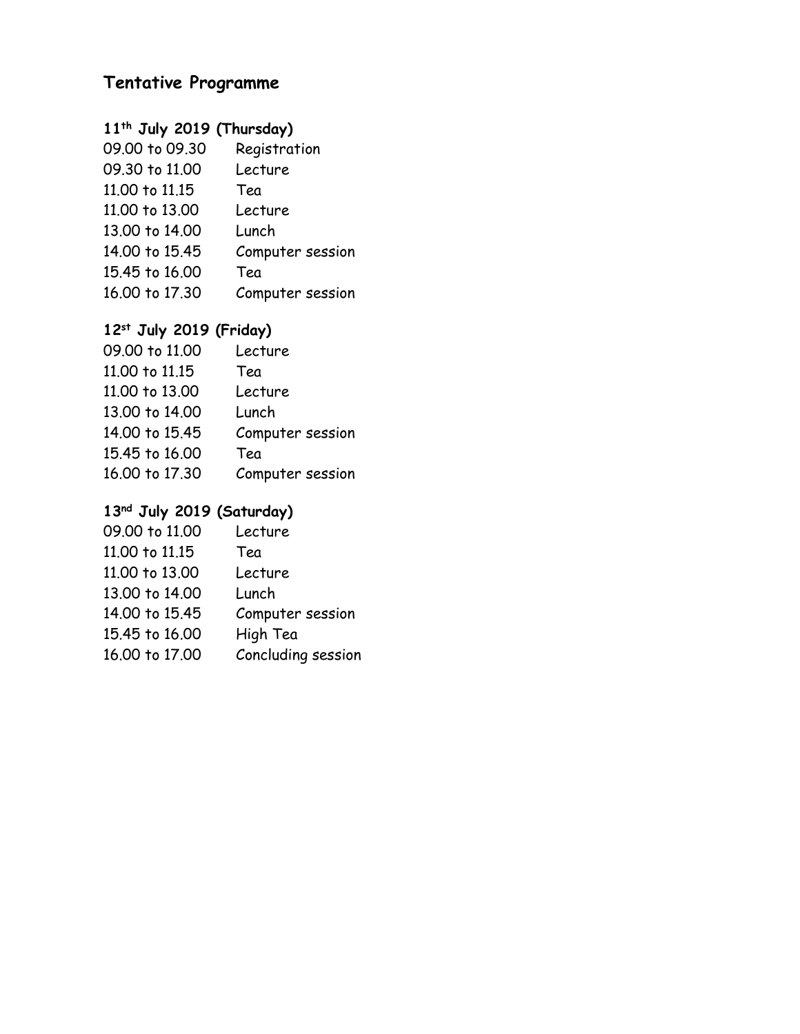## Tentative Programme

### 11th July 2019 (Thursday)

| | |
|---|---|
| 09.00 to 09.30 | Registration |
| 09.30 to 11.00 | Lecture |
| 11.00 to 11.15 | Tea |
| 11.00 to 13.00 | Lecture |
| 13.00 to 14.00 | Lunch |
| 14.00 to 15.45 | Computer session |
| 15.45 to 16.00 | Tea |
| 16.00 to 17.30 | Computer session |

### 12st July 2019 (Friday)

| | |
|---|---|
| 09.00 to 11.00 | Lecture |
| 11.00 to 11.15 | Tea |
| 11.00 to 13.00 | Lecture |
| 13.00 to 14.00 | Lunch |
| 14.00 to 15.45 | Computer session |
| 15.45 to 16.00 | Tea |
| 16.00 to 17.30 | Computer session |

### 13nd July 2019 (Saturday)

| | |
|---|---|
| 09.00 to 11.00 | Lecture |
| 11.00 to 11.15 | Tea |
| 11.00 to 13.00 | Lecture |
| 13.00 to 14.00 | Lunch |
| 14.00 to 15.45 | Computer session |
| 15.45 to 16.00 | High Tea |
| 16.00 to 17.00 | Concluding session |